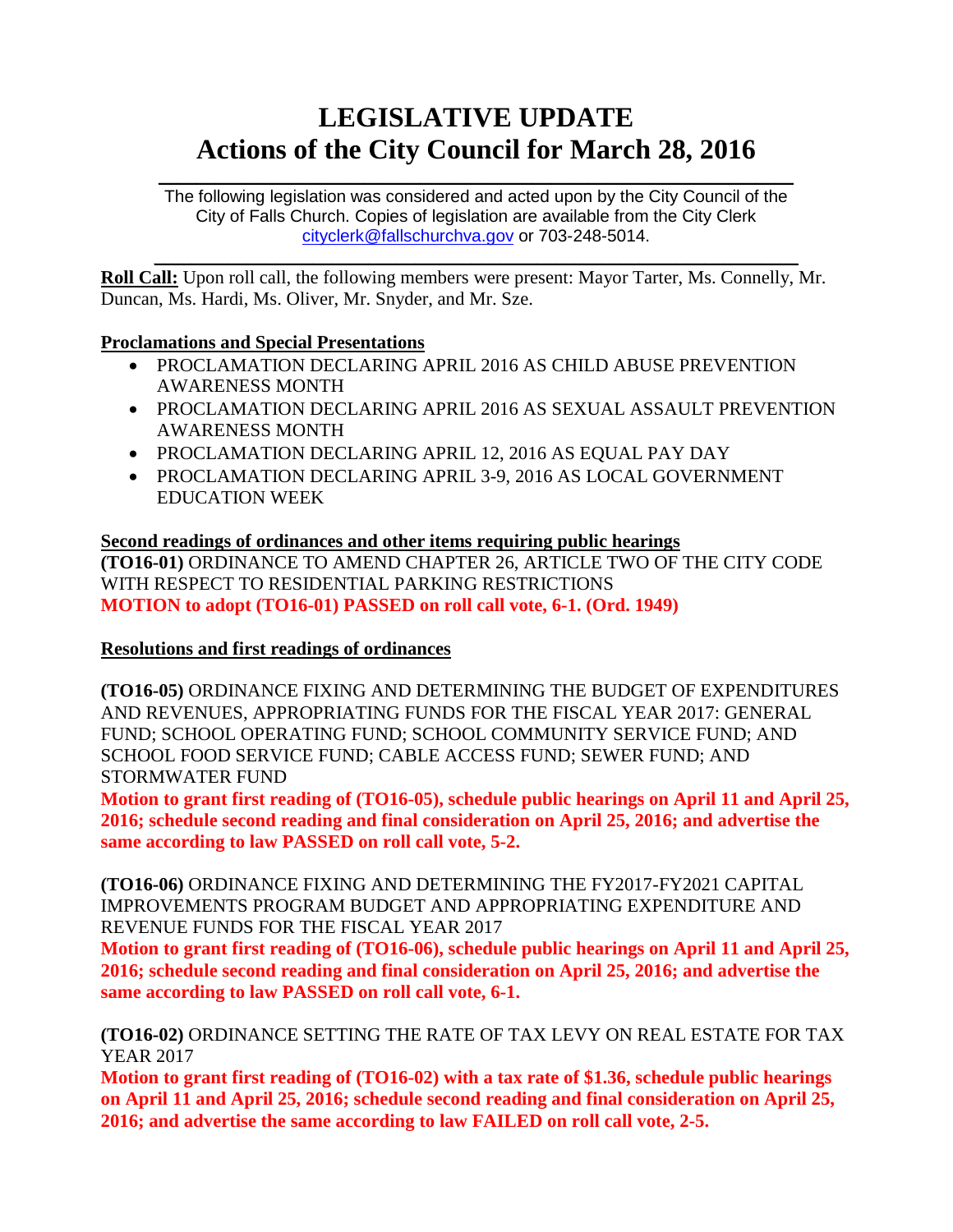# LEGISLATIVE UPDATE
# Actions of the City Council for March 28, 2016

The following legislation was considered and acted upon by the City Council of the City of Falls Church. Copies of legislation are available from the City Clerk cityclerk@fallschurchva.gov or 703-248-5014.

**Roll Call:** Upon roll call, the following members were present: Mayor Tarter, Ms. Connelly, Mr. Duncan, Ms. Hardi, Ms. Oliver, Mr. Snyder, and Mr. Sze.

**Proclamations and Special Presentations**

- PROCLAMATION DECLARING APRIL 2016 AS CHILD ABUSE PREVENTION AWARENESS MONTH
- PROCLAMATION DECLARING APRIL 2016 AS SEXUAL ASSAULT PREVENTION AWARENESS MONTH
- PROCLAMATION DECLARING APRIL 12, 2016 AS EQUAL PAY DAY
- PROCLAMATION DECLARING APRIL 3-9, 2016 AS LOCAL GOVERNMENT EDUCATION WEEK

**Second readings of ordinances and other items requiring public hearings**

**(TO16-01)** ORDINANCE TO AMEND CHAPTER 26, ARTICLE TWO OF THE CITY CODE WITH RESPECT TO RESIDENTIAL PARKING RESTRICTIONS

**MOTION to adopt (TO16-01) PASSED on roll call vote, 6-1. (Ord. 1949)**

**Resolutions and first readings of ordinances**

**(TO16-05)** ORDINANCE FIXING AND DETERMINING THE BUDGET OF EXPENDITURES AND REVENUES, APPROPRIATING FUNDS FOR THE FISCAL YEAR 2017: GENERAL FUND; SCHOOL OPERATING FUND; SCHOOL COMMUNITY SERVICE FUND; AND SCHOOL FOOD SERVICE FUND; CABLE ACCESS FUND; SEWER FUND; AND STORMWATER FUND

**Motion to grant first reading of (TO16-05), schedule public hearings on April 11 and April 25, 2016; schedule second reading and final consideration on April 25, 2016; and advertise the same according to law PASSED on roll call vote, 5-2.**

**(TO16-06)** ORDINANCE FIXING AND DETERMINING THE FY2017-FY2021 CAPITAL IMPROVEMENTS PROGRAM BUDGET AND APPROPRIATING EXPENDITURE AND REVENUE FUNDS FOR THE FISCAL YEAR 2017

**Motion to grant first reading of (TO16-06), schedule public hearings on April 11 and April 25, 2016; schedule second reading and final consideration on April 25, 2016; and advertise the same according to law PASSED on roll call vote, 6-1.**

**(TO16-02)** ORDINANCE SETTING THE RATE OF TAX LEVY ON REAL ESTATE FOR TAX YEAR 2017

**Motion to grant first reading of (TO16-02) with a tax rate of $1.36, schedule public hearings on April 11 and April 25, 2016; schedule second reading and final consideration on April 25, 2016; and advertise the same according to law FAILED on roll call vote, 2-5.**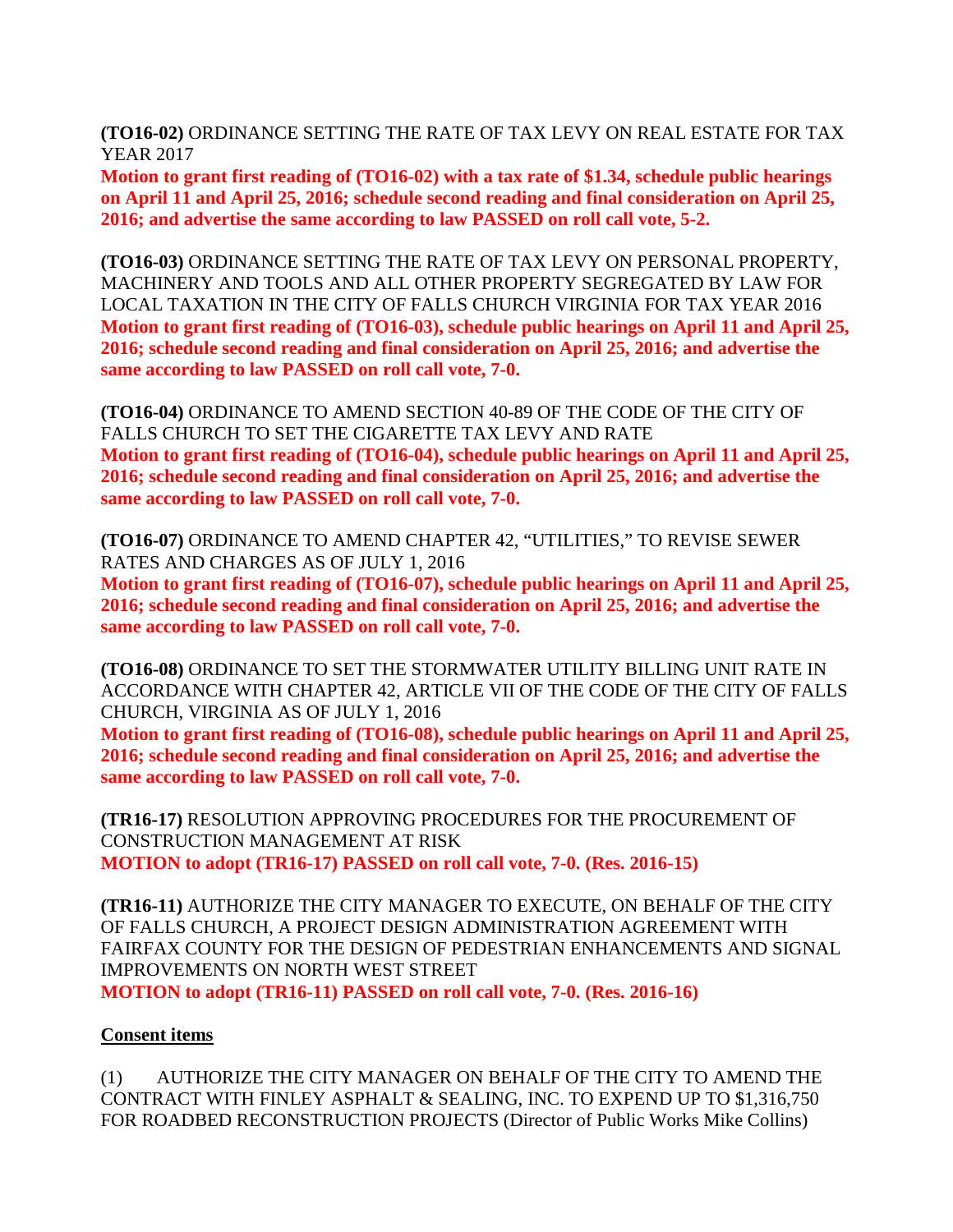**(TO16-02)** ORDINANCE SETTING THE RATE OF TAX LEVY ON REAL ESTATE FOR TAX YEAR 2017

**Motion to grant first reading of (TO16-02) with a tax rate of $1.34, schedule public hearings on April 11 and April 25, 2016; schedule second reading and final consideration on April 25, 2016; and advertise the same according to law PASSED on roll call vote, 5-2.**

**(TO16-03)** ORDINANCE SETTING THE RATE OF TAX LEVY ON PERSONAL PROPERTY, MACHINERY AND TOOLS AND ALL OTHER PROPERTY SEGREGATED BY LAW FOR LOCAL TAXATION IN THE CITY OF FALLS CHURCH VIRGINIA FOR TAX YEAR 2016

**Motion to grant first reading of (TO16-03), schedule public hearings on April 11 and April 25, 2016; schedule second reading and final consideration on April 25, 2016; and advertise the same according to law PASSED on roll call vote, 7-0.**

**(TO16-04)** ORDINANCE TO AMEND SECTION 40-89 OF THE CODE OF THE CITY OF FALLS CHURCH TO SET THE CIGARETTE TAX LEVY AND RATE

**Motion to grant first reading of (TO16-04), schedule public hearings on April 11 and April 25, 2016; schedule second reading and final consideration on April 25, 2016; and advertise the same according to law PASSED on roll call vote, 7-0.**

**(TO16-07)** ORDINANCE TO AMEND CHAPTER 42, "UTILITIES," TO REVISE SEWER RATES AND CHARGES AS OF JULY 1, 2016

**Motion to grant first reading of (TO16-07), schedule public hearings on April 11 and April 25, 2016; schedule second reading and final consideration on April 25, 2016; and advertise the same according to law PASSED on roll call vote, 7-0.**

**(TO16-08)** ORDINANCE TO SET THE STORMWATER UTILITY BILLING UNIT RATE IN ACCORDANCE WITH CHAPTER 42, ARTICLE VII OF THE CODE OF THE CITY OF FALLS CHURCH, VIRGINIA AS OF JULY 1, 2016

**Motion to grant first reading of (TO16-08), schedule public hearings on April 11 and April 25, 2016; schedule second reading and final consideration on April 25, 2016; and advertise the same according to law PASSED on roll call vote, 7-0.**

**(TR16-17)** RESOLUTION APPROVING PROCEDURES FOR THE PROCUREMENT OF CONSTRUCTION MANAGEMENT AT RISK

**MOTION to adopt (TR16-17) PASSED on roll call vote, 7-0. (Res. 2016-15)**

**(TR16-11)** AUTHORIZE THE CITY MANAGER TO EXECUTE, ON BEHALF OF THE CITY OF FALLS CHURCH, A PROJECT DESIGN ADMINISTRATION AGREEMENT WITH FAIRFAX COUNTY FOR THE DESIGN OF PEDESTRIAN ENHANCEMENTS AND SIGNAL IMPROVEMENTS ON NORTH WEST STREET

**MOTION to adopt (TR16-11) PASSED on roll call vote, 7-0. (Res. 2016-16)**

**<u>Consent items</u>**

(1) AUTHORIZE THE CITY MANAGER ON BEHALF OF THE CITY TO AMEND THE CONTRACT WITH FINLEY ASPHALT & SEALING, INC. TO EXPEND UP TO $1,316,750 FOR ROADBED RECONSTRUCTION PROJECTS (Director of Public Works Mike Collins)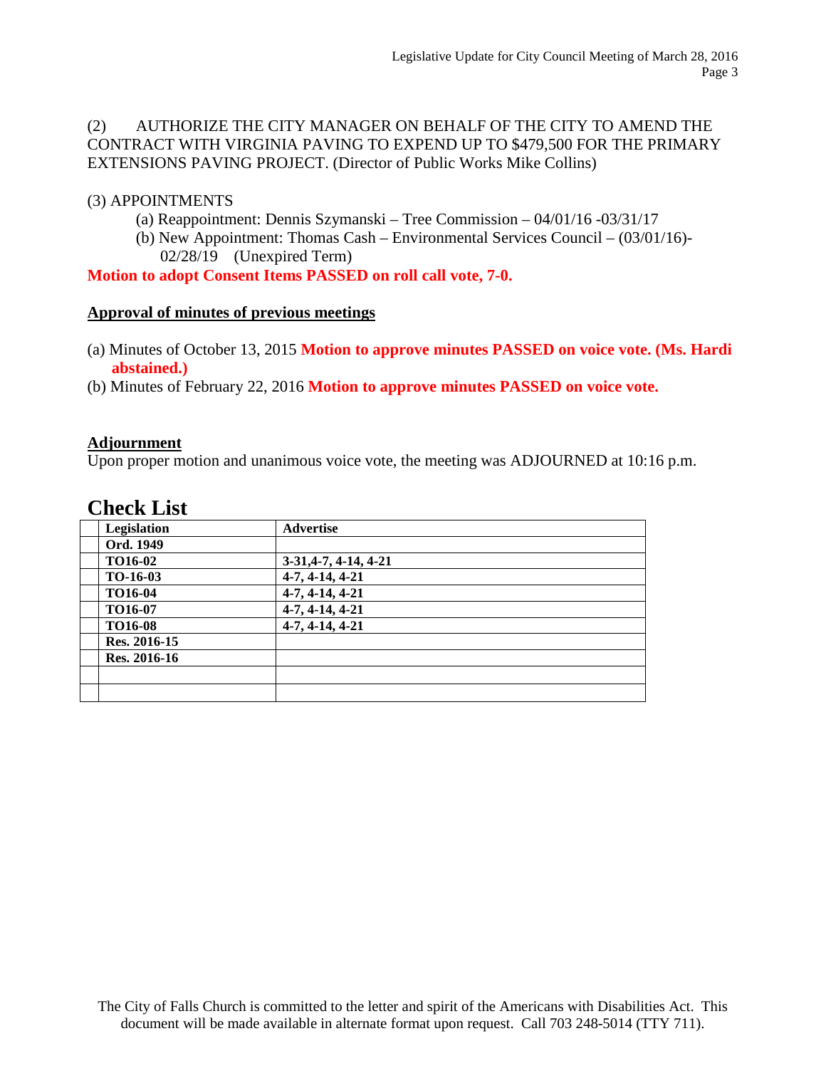(2) AUTHORIZE THE CITY MANAGER ON BEHALF OF THE CITY TO AMEND THE CONTRACT WITH VIRGINIA PAVING TO EXPEND UP TO $479,500 FOR THE PRIMARY EXTENSIONS PAVING PROJECT. (Director of Public Works Mike Collins)

(3) APPOINTMENTS

(a) Reappointment: Dennis Szymanski – Tree Commission – 04/01/16 -03/31/17

(b) New Appointment: Thomas Cash – Environmental Services Council – (03/01/16)-02/28/19 (Unexpired Term)

**Motion to adopt Consent Items PASSED on roll call vote, 7-0.**

**Approval of minutes of previous meetings**

(a) Minutes of October 13, 2015 **Motion to approve minutes PASSED on voice vote. (Ms. Hardi abstained.)**

(b) Minutes of February 22, 2016 **Motion to approve minutes PASSED on voice vote.**

**Adjournment**

Upon proper motion and unanimous voice vote, the meeting was ADJOURNED at 10:16 p.m.

# Check List

| | Legislation | Advertise |
|---|---|---|
| | **Ord. 1949** | |
| | **TO16-02** | **3-31,4-7, 4-14, 4-21** |
| | **TO-16-03** | **4-7, 4-14, 4-21** |
| | **TO16-04** | **4-7, 4-14, 4-21** |
| | **TO16-07** | **4-7, 4-14, 4-21** |
| | **TO16-08** | **4-7, 4-14, 4-21** |
| | **Res. 2016-15** | |
| | **Res. 2016-16** | |
| | | |
| | | |

The City of Falls Church is committed to the letter and spirit of the Americans with Disabilities Act. This document will be made available in alternate format upon request. Call 703 248-5014 (TTY 711).